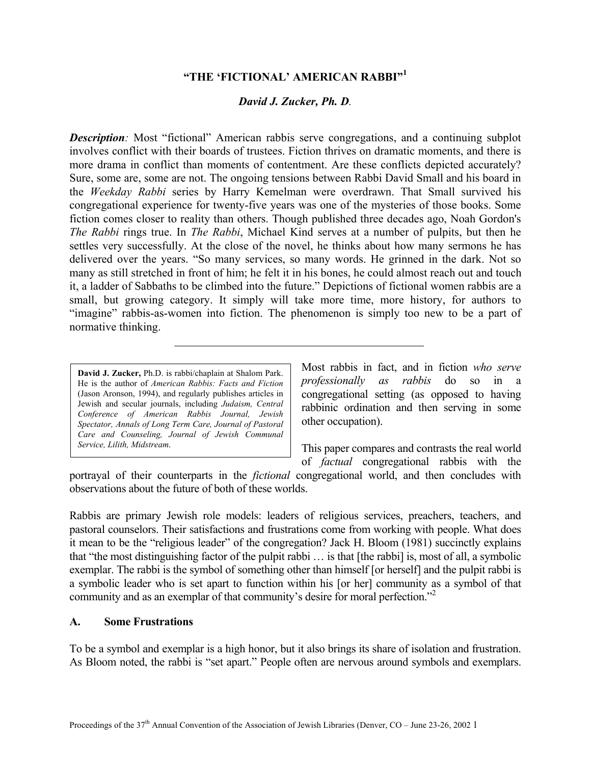# "THE 'FICTIONAL' AMERICAN RABBI"[1]

***David J. Zucker, Ph. D.***

***Description:*** Most "fictional" American rabbis serve congregations, and a continuing subplot involves conflict with their boards of trustees. Fiction thrives on dramatic moments, and there is more drama in conflict than moments of contentment. Are these conflicts depicted accurately? Sure, some are, some are not. The ongoing tensions between Rabbi David Small and his board in the *Weekday Rabbi* series by Harry Kemelman were overdrawn. That Small survived his congregational experience for twenty-five years was one of the mysteries of those books. Some fiction comes closer to reality than others. Though published three decades ago, Noah Gordon's *The Rabbi* rings true. In *The Rabbi*, Michael Kind serves at a number of pulpits, but then he settles very successfully. At the close of the novel, he thinks about how many sermons he has delivered over the years. "So many services, so many words. He grinned in the dark. Not so many as still stretched in front of him; he felt it in his bones, he could almost reach out and touch it, a ladder of Sabbaths to be climbed into the future." Depictions of fictional women rabbis are a small, but growing category. It simply will take more time, more history, for authors to "imagine" rabbis-as-women into fiction. The phenomenon is simply too new to be a part of normative thinking.

---

> **David J. Zucker,** Ph.D. is rabbi/chaplain at Shalom Park. He is the author of *American Rabbis: Facts and Fiction* (Jason Aronson, 1994), and regularly publishes articles in Jewish and secular journals, including *Judaism, Central Conference of American Rabbis Journal, Jewish Spectator, Annals of Long Term Care, Journal of Pastoral Care and Counseling, Journal of Jewish Communal Service, Lilith, Midstream.*

Most rabbis in fact, and in fiction *who serve professionally as rabbis* do so in a congregational setting (as opposed to having rabbinic ordination and then serving in some other occupation).

This paper compares and contrasts the real world of *factual* congregational rabbis with the portrayal of their counterparts in the *fictional* congregational world, and then concludes with observations about the future of both of these worlds.

Rabbis are primary Jewish role models: leaders of religious services, preachers, teachers, and pastoral counselors. Their satisfactions and frustrations come from working with people. What does it mean to be the "religious leader" of the congregation? Jack H. Bloom (1981) succinctly explains that "the most distinguishing factor of the pulpit rabbi … is that [the rabbi] is, most of all, a symbolic exemplar. The rabbi is the symbol of something other than himself [or herself] and the pulpit rabbi is a symbolic leader who is set apart to function within his [or her] community as a symbol of that community and as an exemplar of that community's desire for moral perfection."[2]

## A. Some Frustrations

To be a symbol and exemplar is a high honor, but it also brings its share of isolation and frustration. As Bloom noted, the rabbi is "set apart." People often are nervous around symbols and exemplars.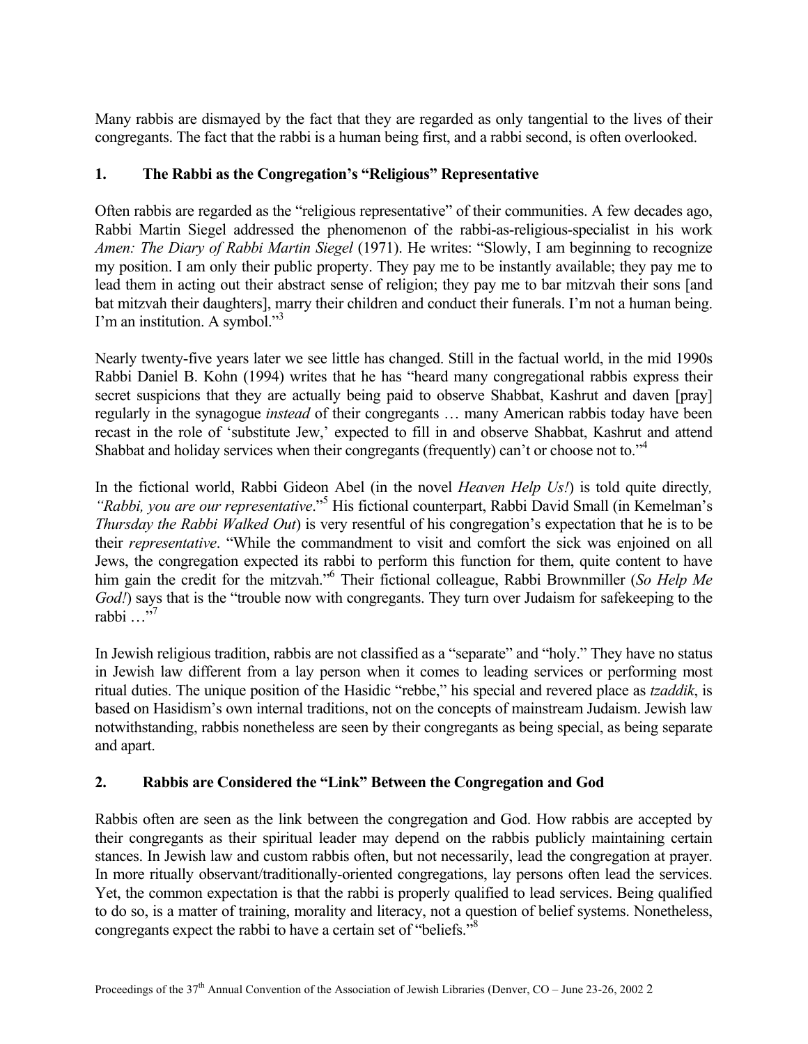Many rabbis are dismayed by the fact that they are regarded as only tangential to the lives of their congregants. The fact that the rabbi is a human being first, and a rabbi second, is often overlooked.

## 1. The Rabbi as the Congregation's "Religious" Representative

Often rabbis are regarded as the "religious representative" of their communities. A few decades ago, Rabbi Martin Siegel addressed the phenomenon of the rabbi-as-religious-specialist in his work *Amen: The Diary of Rabbi Martin Siegel* (1971). He writes: "Slowly, I am beginning to recognize my position. I am only their public property. They pay me to be instantly available; they pay me to lead them in acting out their abstract sense of religion; they pay me to bar mitzvah their sons [and bat mitzvah their daughters], marry their children and conduct their funerals. I'm not a human being. I'm an institution. A symbol."[3]

Nearly twenty-five years later we see little has changed. Still in the factual world, in the mid 1990s Rabbi Daniel B. Kohn (1994) writes that he has "heard many congregational rabbis express their secret suspicions that they are actually being paid to observe Shabbat, Kashrut and daven [pray] regularly in the synagogue *instead* of their congregants … many American rabbis today have been recast in the role of 'substitute Jew,' expected to fill in and observe Shabbat, Kashrut and attend Shabbat and holiday services when their congregants (frequently) can't or choose not to."[4]

In the fictional world, Rabbi Gideon Abel (in the novel *Heaven Help Us!*) is told quite directly*, "Rabbi, you are our representative*."[5] His fictional counterpart, Rabbi David Small (in Kemelman's *Thursday the Rabbi Walked Out*) is very resentful of his congregation's expectation that he is to be their *representative*. "While the commandment to visit and comfort the sick was enjoined on all Jews, the congregation expected its rabbi to perform this function for them, quite content to have him gain the credit for the mitzvah."[6] Their fictional colleague, Rabbi Brownmiller (*So Help Me God!*) says that is the "trouble now with congregants. They turn over Judaism for safekeeping to the rabbi …"[7]

In Jewish religious tradition, rabbis are not classified as a "separate" and "holy." They have no status in Jewish law different from a lay person when it comes to leading services or performing most ritual duties. The unique position of the Hasidic "rebbe," his special and revered place as *tzaddik*, is based on Hasidism's own internal traditions, not on the concepts of mainstream Judaism. Jewish law notwithstanding, rabbis nonetheless are seen by their congregants as being special, as being separate and apart.

## 2. Rabbis are Considered the "Link" Between the Congregation and God

Rabbis often are seen as the link between the congregation and God. How rabbis are accepted by their congregants as their spiritual leader may depend on the rabbis publicly maintaining certain stances. In Jewish law and custom rabbis often, but not necessarily, lead the congregation at prayer. In more ritually observant/traditionally-oriented congregations, lay persons often lead the services. Yet, the common expectation is that the rabbi is properly qualified to lead services. Being qualified to do so, is a matter of training, morality and literacy, not a question of belief systems. Nonetheless, congregants expect the rabbi to have a certain set of "beliefs."[8]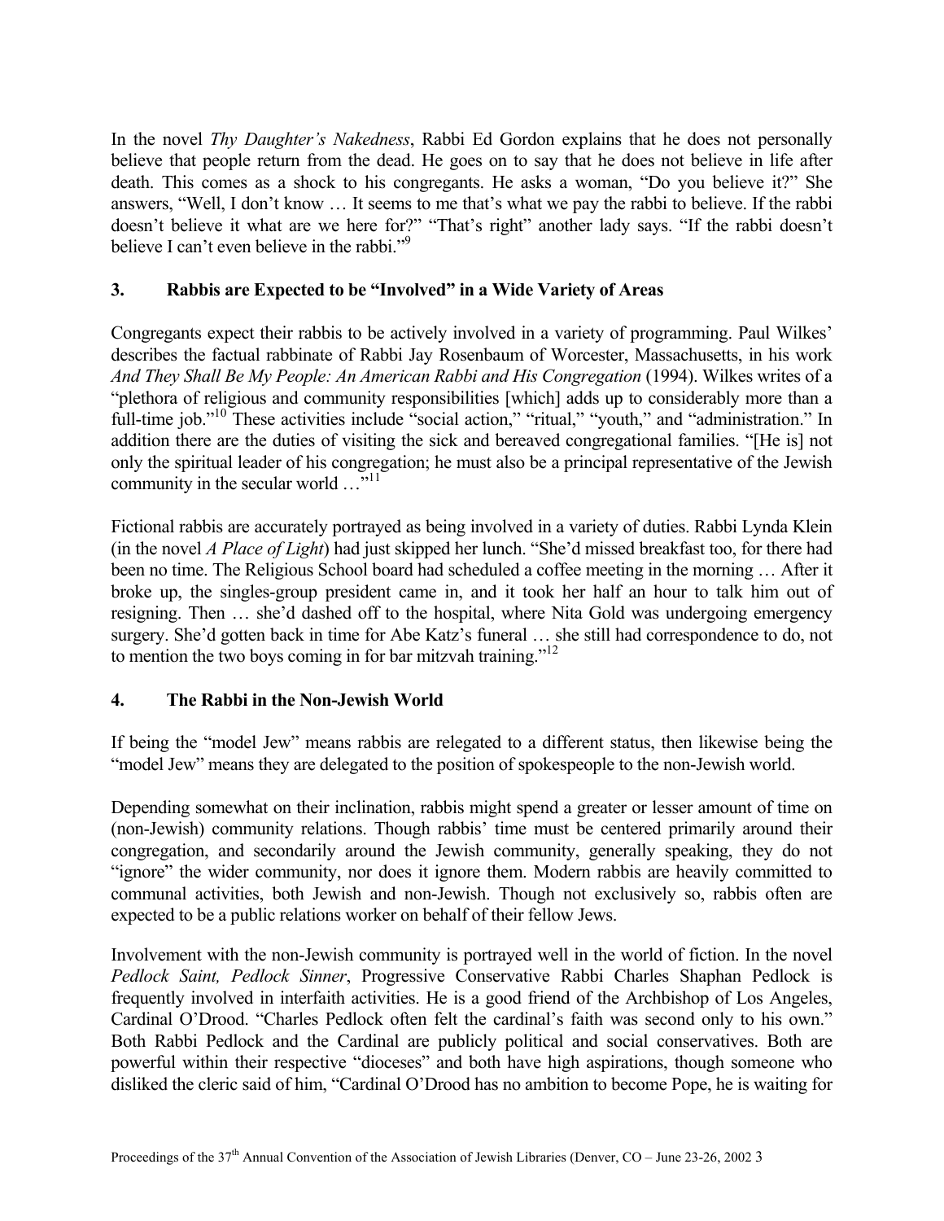In the novel *Thy Daughter's Nakedness*, Rabbi Ed Gordon explains that he does not personally believe that people return from the dead. He goes on to say that he does not believe in life after death. This comes as a shock to his congregants. He asks a woman, "Do you believe it?" She answers, "Well, I don't know … It seems to me that's what we pay the rabbi to believe. If the rabbi doesn't believe it what are we here for?" "That's right" another lady says. "If the rabbi doesn't believe I can't even believe in the rabbi."[9]

### 3. Rabbis are Expected to be "Involved" in a Wide Variety of Areas

Congregants expect their rabbis to be actively involved in a variety of programming. Paul Wilkes' describes the factual rabbinate of Rabbi Jay Rosenbaum of Worcester, Massachusetts, in his work *And They Shall Be My People: An American Rabbi and His Congregation* (1994). Wilkes writes of a "plethora of religious and community responsibilities [which] adds up to considerably more than a full-time job."[10] These activities include "social action," "ritual," "youth," and "administration." In addition there are the duties of visiting the sick and bereaved congregational families. "[He is] not only the spiritual leader of his congregation; he must also be a principal representative of the Jewish community in the secular world …"[11]

Fictional rabbis are accurately portrayed as being involved in a variety of duties. Rabbi Lynda Klein (in the novel *A Place of Light*) had just skipped her lunch. "She'd missed breakfast too, for there had been no time. The Religious School board had scheduled a coffee meeting in the morning … After it broke up, the singles-group president came in, and it took her half an hour to talk him out of resigning. Then … she'd dashed off to the hospital, where Nita Gold was undergoing emergency surgery. She'd gotten back in time for Abe Katz's funeral … she still had correspondence to do, not to mention the two boys coming in for bar mitzvah training."[12]

### 4. The Rabbi in the Non-Jewish World

If being the "model Jew" means rabbis are relegated to a different status, then likewise being the "model Jew" means they are delegated to the position of spokespeople to the non-Jewish world.

Depending somewhat on their inclination, rabbis might spend a greater or lesser amount of time on (non-Jewish) community relations. Though rabbis' time must be centered primarily around their congregation, and secondarily around the Jewish community, generally speaking, they do not "ignore" the wider community, nor does it ignore them. Modern rabbis are heavily committed to communal activities, both Jewish and non-Jewish. Though not exclusively so, rabbis often are expected to be a public relations worker on behalf of their fellow Jews.

Involvement with the non-Jewish community is portrayed well in the world of fiction. In the novel *Pedlock Saint, Pedlock Sinner*, Progressive Conservative Rabbi Charles Shaphan Pedlock is frequently involved in interfaith activities. He is a good friend of the Archbishop of Los Angeles, Cardinal O'Drood. "Charles Pedlock often felt the cardinal's faith was second only to his own." Both Rabbi Pedlock and the Cardinal are publicly political and social conservatives. Both are powerful within their respective "dioceses" and both have high aspirations, though someone who disliked the cleric said of him, "Cardinal O'Drood has no ambition to become Pope, he is waiting for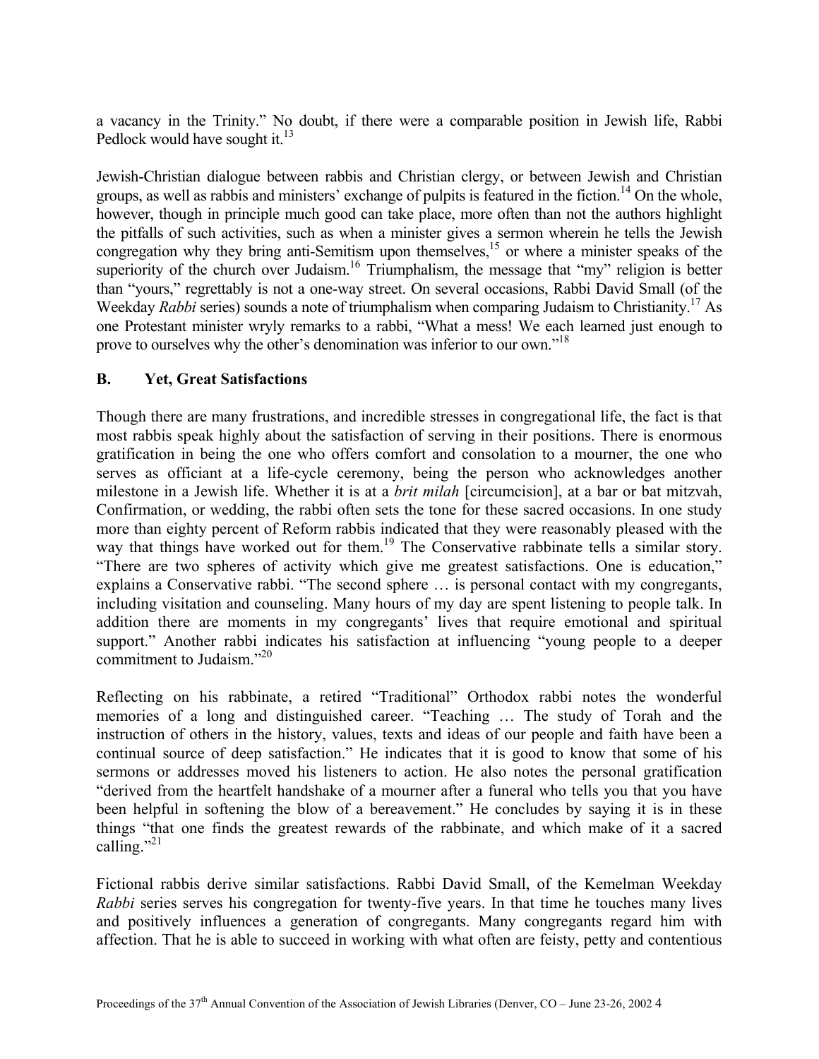a vacancy in the Trinity." No doubt, if there were a comparable position in Jewish life, Rabbi Pedlock would have sought it.[13]

Jewish-Christian dialogue between rabbis and Christian clergy, or between Jewish and Christian groups, as well as rabbis and ministers' exchange of pulpits is featured in the fiction.[14] On the whole, however, though in principle much good can take place, more often than not the authors highlight the pitfalls of such activities, such as when a minister gives a sermon wherein he tells the Jewish congregation why they bring anti-Semitism upon themselves,[15] or where a minister speaks of the superiority of the church over Judaism.[16] Triumphalism, the message that "my" religion is better than "yours," regrettably is not a one-way street. On several occasions, Rabbi David Small (of the Weekday *Rabbi* series) sounds a note of triumphalism when comparing Judaism to Christianity.[17] As one Protestant minister wryly remarks to a rabbi, "What a mess! We each learned just enough to prove to ourselves why the other's denomination was inferior to our own."[18]

## B. Yet, Great Satisfactions

Though there are many frustrations, and incredible stresses in congregational life, the fact is that most rabbis speak highly about the satisfaction of serving in their positions. There is enormous gratification in being the one who offers comfort and consolation to a mourner, the one who serves as officiant at a life-cycle ceremony, being the person who acknowledges another milestone in a Jewish life. Whether it is at a *brit milah* [circumcision], at a bar or bat mitzvah, Confirmation, or wedding, the rabbi often sets the tone for these sacred occasions. In one study more than eighty percent of Reform rabbis indicated that they were reasonably pleased with the way that things have worked out for them.[19] The Conservative rabbinate tells a similar story. "There are two spheres of activity which give me greatest satisfactions. One is education," explains a Conservative rabbi. "The second sphere … is personal contact with my congregants, including visitation and counseling. Many hours of my day are spent listening to people talk. In addition there are moments in my congregants' lives that require emotional and spiritual support." Another rabbi indicates his satisfaction at influencing "young people to a deeper commitment to Judaism."[20]

Reflecting on his rabbinate, a retired "Traditional" Orthodox rabbi notes the wonderful memories of a long and distinguished career. "Teaching … The study of Torah and the instruction of others in the history, values, texts and ideas of our people and faith have been a continual source of deep satisfaction." He indicates that it is good to know that some of his sermons or addresses moved his listeners to action. He also notes the personal gratification "derived from the heartfelt handshake of a mourner after a funeral who tells you that you have been helpful in softening the blow of a bereavement." He concludes by saying it is in these things "that one finds the greatest rewards of the rabbinate, and which make of it a sacred calling."[21]

Fictional rabbis derive similar satisfactions. Rabbi David Small, of the Kemelman Weekday *Rabbi* series serves his congregation for twenty-five years. In that time he touches many lives and positively influences a generation of congregants. Many congregants regard him with affection. That he is able to succeed in working with what often are feisty, petty and contentious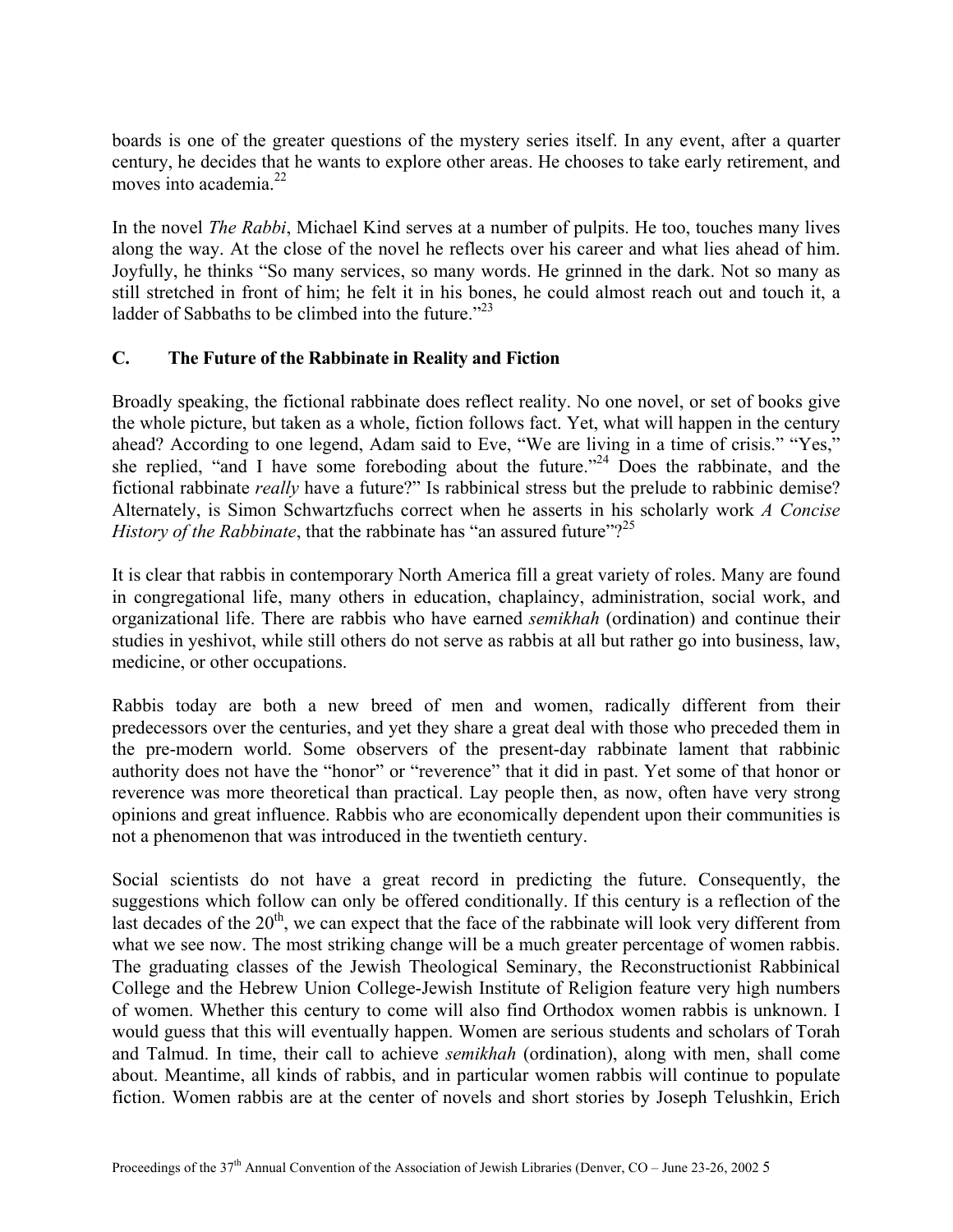boards is one of the greater questions of the mystery series itself. In any event, after a quarter century, he decides that he wants to explore other areas. He chooses to take early retirement, and moves into academia.[22]

In the novel *The Rabbi*, Michael Kind serves at a number of pulpits. He too, touches many lives along the way. At the close of the novel he reflects over his career and what lies ahead of him. Joyfully, he thinks "So many services, so many words. He grinned in the dark. Not so many as still stretched in front of him; he felt it in his bones, he could almost reach out and touch it, a ladder of Sabbaths to be climbed into the future."[23]

### C. The Future of the Rabbinate in Reality and Fiction

Broadly speaking, the fictional rabbinate does reflect reality. No one novel, or set of books give the whole picture, but taken as a whole, fiction follows fact. Yet, what will happen in the century ahead? According to one legend, Adam said to Eve, "We are living in a time of crisis." "Yes," she replied, "and I have some foreboding about the future."[24] Does the rabbinate, and the fictional rabbinate *really* have a future?" Is rabbinical stress but the prelude to rabbinic demise? Alternately, is Simon Schwartzfuchs correct when he asserts in his scholarly work *A Concise History of the Rabbinate*, that the rabbinate has "an assured future"?[25]

It is clear that rabbis in contemporary North America fill a great variety of roles. Many are found in congregational life, many others in education, chaplaincy, administration, social work, and organizational life. There are rabbis who have earned *semikhah* (ordination) and continue their studies in yeshivot, while still others do not serve as rabbis at all but rather go into business, law, medicine, or other occupations.

Rabbis today are both a new breed of men and women, radically different from their predecessors over the centuries, and yet they share a great deal with those who preceded them in the pre-modern world. Some observers of the present-day rabbinate lament that rabbinic authority does not have the "honor" or "reverence" that it did in past. Yet some of that honor or reverence was more theoretical than practical. Lay people then, as now, often have very strong opinions and great influence. Rabbis who are economically dependent upon their communities is not a phenomenon that was introduced in the twentieth century.

Social scientists do not have a great record in predicting the future. Consequently, the suggestions which follow can only be offered conditionally. If this century is a reflection of the last decades of the 20th, we can expect that the face of the rabbinate will look very different from what we see now. The most striking change will be a much greater percentage of women rabbis. The graduating classes of the Jewish Theological Seminary, the Reconstructionist Rabbinical College and the Hebrew Union College-Jewish Institute of Religion feature very high numbers of women. Whether this century to come will also find Orthodox women rabbis is unknown. I would guess that this will eventually happen. Women are serious students and scholars of Torah and Talmud. In time, their call to achieve *semikhah* (ordination), along with men, shall come about. Meantime, all kinds of rabbis, and in particular women rabbis will continue to populate fiction. Women rabbis are at the center of novels and short stories by Joseph Telushkin, Erich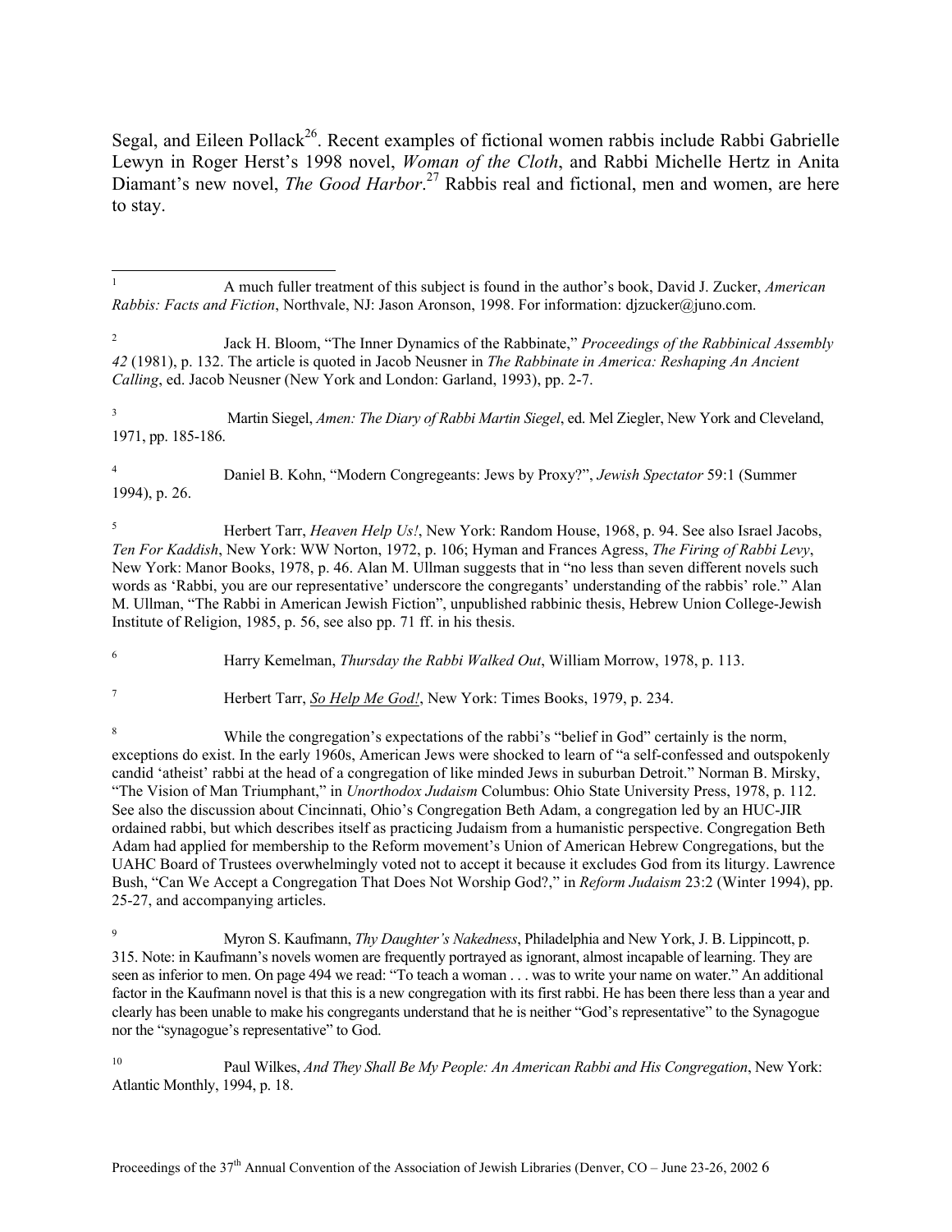Segal, and Eileen Pollack[26]. Recent examples of fictional women rabbis include Rabbi Gabrielle Lewyn in Roger Herst's 1998 novel, *Woman of the Cloth*, and Rabbi Michelle Hertz in Anita Diamant's new novel, *The Good Harbor*.[27] Rabbis real and fictional, men and women, are here to stay.

---

[1] A much fuller treatment of this subject is found in the author's book, David J. Zucker, *American Rabbis: Facts and Fiction*, Northvale, NJ: Jason Aronson, 1998. For information: djzucker@juno.com.

[2] Jack H. Bloom, "The Inner Dynamics of the Rabbinate," *Proceedings of the Rabbinical Assembly 42* (1981), p. 132. The article is quoted in Jacob Neusner in *The Rabbinate in America: Reshaping An Ancient Calling*, ed. Jacob Neusner (New York and London: Garland, 1993), pp. 2-7.

[3] Martin Siegel, *Amen: The Diary of Rabbi Martin Siegel*, ed. Mel Ziegler, New York and Cleveland, 1971, pp. 185-186.

[4] Daniel B. Kohn, "Modern Congregeants: Jews by Proxy?", *Jewish Spectator* 59:1 (Summer 1994), p. 26.

[5] Herbert Tarr, *Heaven Help Us!*, New York: Random House, 1968, p. 94. See also Israel Jacobs, *Ten For Kaddish*, New York: WW Norton, 1972, p. 106; Hyman and Frances Agress, *The Firing of Rabbi Levy*, New York: Manor Books, 1978, p. 46. Alan M. Ullman suggests that in "no less than seven different novels such words as 'Rabbi, you are our representative' underscore the congregants' understanding of the rabbis' role." Alan M. Ullman, "The Rabbi in American Jewish Fiction", unpublished rabbinic thesis, Hebrew Union College-Jewish Institute of Religion, 1985, p. 56, see also pp. 71 ff. in his thesis.

[6] Harry Kemelman, *Thursday the Rabbi Walked Out*, William Morrow, 1978, p. 113.

[7] Herbert Tarr, So Help Me God!, New York: Times Books, 1979, p. 234.

[8] While the congregation's expectations of the rabbi's "belief in God" certainly is the norm, exceptions do exist. In the early 1960s, American Jews were shocked to learn of "a self-confessed and outspokenly candid 'atheist' rabbi at the head of a congregation of like minded Jews in suburban Detroit." Norman B. Mirsky, "The Vision of Man Triumphant," in *Unorthodox Judaism* Columbus: Ohio State University Press, 1978, p. 112. See also the discussion about Cincinnati, Ohio's Congregation Beth Adam, a congregation led by an HUC-JIR ordained rabbi, but which describes itself as practicing Judaism from a humanistic perspective. Congregation Beth Adam had applied for membership to the Reform movement's Union of American Hebrew Congregations, but the UAHC Board of Trustees overwhelmingly voted not to accept it because it excludes God from its liturgy. Lawrence Bush, "Can We Accept a Congregation That Does Not Worship God?," in *Reform Judaism* 23:2 (Winter 1994), pp. 25-27, and accompanying articles.

[9] Myron S. Kaufmann, *Thy Daughter's Nakedness*, Philadelphia and New York, J. B. Lippincott, p. 315. Note: in Kaufmann's novels women are frequently portrayed as ignorant, almost incapable of learning. They are seen as inferior to men. On page 494 we read: "To teach a woman . . . was to write your name on water." An additional factor in the Kaufmann novel is that this is a new congregation with its first rabbi. He has been there less than a year and clearly has been unable to make his congregants understand that he is neither "God's representative" to the Synagogue nor the "synagogue's representative" to God.

[10] Paul Wilkes, *And They Shall Be My People: An American Rabbi and His Congregation*, New York: Atlantic Monthly, 1994, p. 18.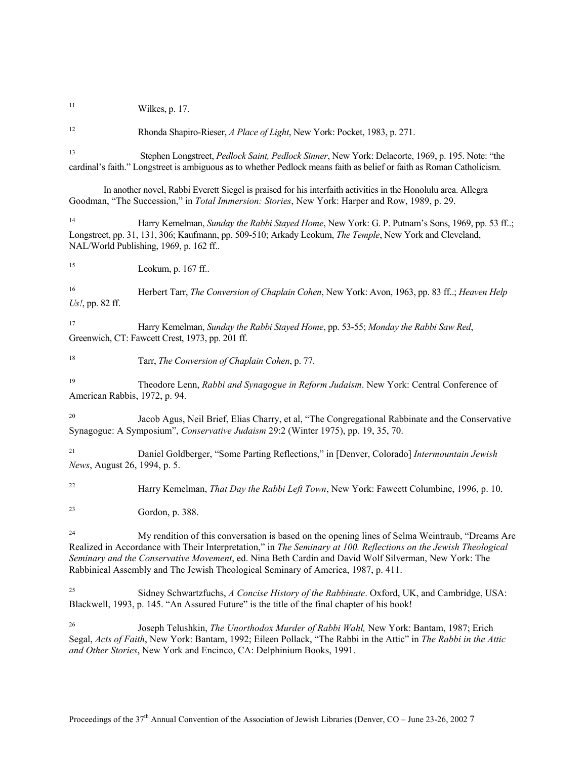[11] Wilkes, p. 17.

[12] Rhonda Shapiro-Rieser, *A Place of Light*, New York: Pocket, 1983, p. 271.

[13] Stephen Longstreet, *Pedlock Saint, Pedlock Sinner*, New York: Delacorte, 1969, p. 195. Note: "the cardinal's faith." Longstreet is ambiguous as to whether Pedlock means faith as belief or faith as Roman Catholicism.

In another novel, Rabbi Everett Siegel is praised for his interfaith activities in the Honolulu area. Allegra Goodman, "The Succession," in *Total Immersion: Stories*, New York: Harper and Row, 1989, p. 29.

[14] Harry Kemelman, *Sunday the Rabbi Stayed Home*, New York: G. P. Putnam's Sons, 1969, pp. 53 ff..; Longstreet, pp. 31, 131, 306; Kaufmann, pp. 509-510; Arkady Leokum, *The Temple*, New York and Cleveland, NAL/World Publishing, 1969, p. 162 ff..

[15] Leokum, p. 167 ff..

[16] Herbert Tarr, *The Conversion of Chaplain Cohen*, New York: Avon, 1963, pp. 83 ff..; *Heaven Help Us!*, pp. 82 ff.

[17] Harry Kemelman, *Sunday the Rabbi Stayed Home*, pp. 53-55; *Monday the Rabbi Saw Red*, Greenwich, CT: Fawcett Crest, 1973, pp. 201 ff.

[18] Tarr, *The Conversion of Chaplain Cohen*, p. 77.

[19] Theodore Lenn, *Rabbi and Synagogue in Reform Judaism*. New York: Central Conference of American Rabbis, 1972, p. 94.

[20] Jacob Agus, Neil Brief, Elias Charry, et al, "The Congregational Rabbinate and the Conservative Synagogue: A Symposium", *Conservative Judaism* 29:2 (Winter 1975), pp. 19, 35, 70.

[21] Daniel Goldberger, "Some Parting Reflections," in [Denver, Colorado] *Intermountain Jewish News*, August 26, 1994, p. 5.

[22] Harry Kemelman, *That Day the Rabbi Left Town*, New York: Fawcett Columbine, 1996, p. 10.

[23] Gordon, p. 388.

[24] My rendition of this conversation is based on the opening lines of Selma Weintraub, "Dreams Are Realized in Accordance with Their Interpretation," in *The Seminary at 100. Reflections on the Jewish Theological Seminary and the Conservative Movement*, ed. Nina Beth Cardin and David Wolf Silverman, New York: The Rabbinical Assembly and The Jewish Theological Seminary of America, 1987, p. 411.

[25] Sidney Schwartzfuchs, *A Concise History of the Rabbinate*. Oxford, UK, and Cambridge, USA: Blackwell, 1993, p. 145. "An Assured Future" is the title of the final chapter of his book!

[26] Joseph Telushkin, *The Unorthodox Murder of Rabbi Wahl,* New York: Bantam, 1987; Erich Segal, *Acts of Faith*, New York: Bantam, 1992; Eileen Pollack, "The Rabbi in the Attic" in *The Rabbi in the Attic and Other Stories*, New York and Encinco, CA: Delphinium Books, 1991.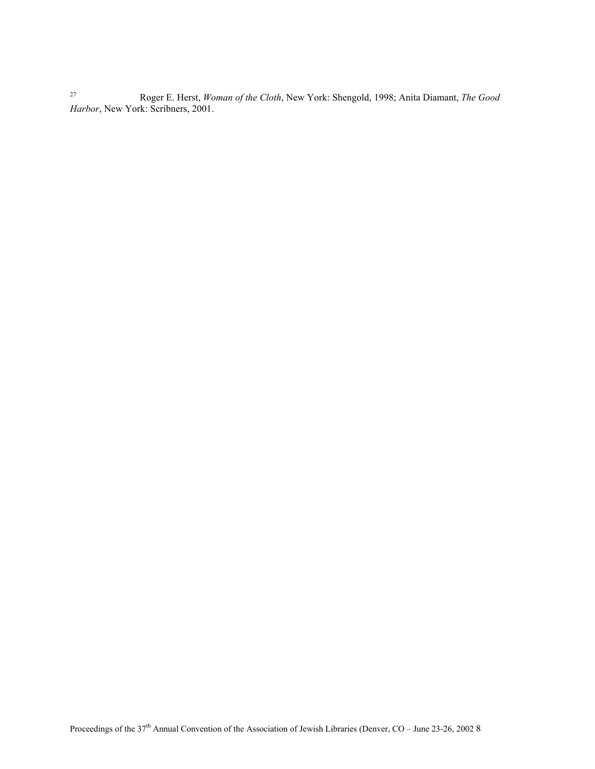[27] Roger E. Herst, *Woman of the Cloth*, New York: Shengold, 1998; Anita Diamant, *The Good Harbor*, New York: Scribners, 2001.